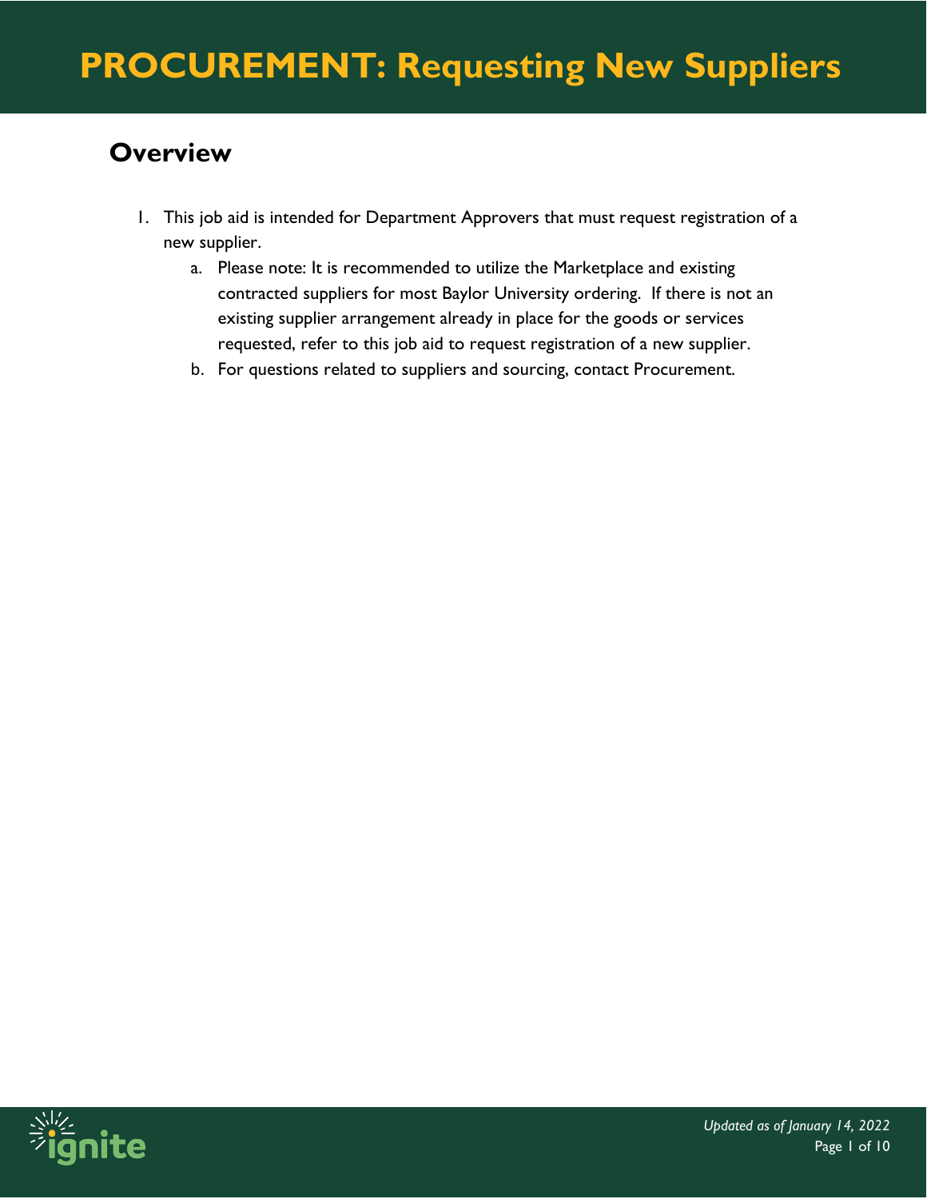# PROCUREMENT: Requesting New Suppliers

## Overview

1. This job aid is intended for Department Approvers that must request registration of a new supplier.
   a. Please note: It is recommended to utilize the Marketplace and existing contracted suppliers for most Baylor University ordering. If there is not an existing supplier arrangement already in place for the goods or services requested, refer to this job aid to request registration of a new supplier.
   b. For questions related to suppliers and sourcing, contact Procurement.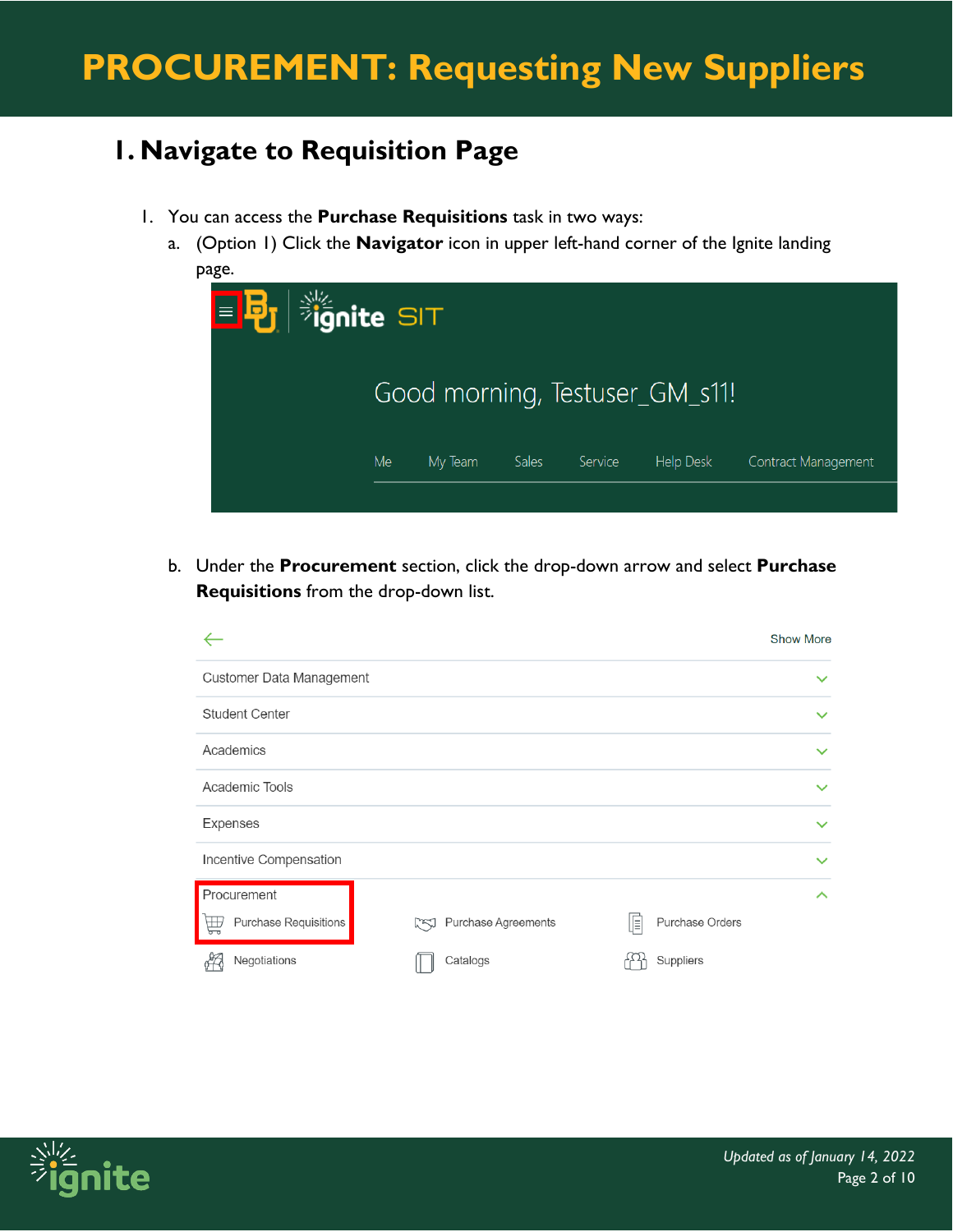# PROCUREMENT: Requesting New Suppliers

## 1. Navigate to Requisition Page

1. You can access the **Purchase Requisitions** task in two ways:
   a. (Option 1) Click the **Navigator** icon in upper left-hand corner of the Ignite landing page.

   b. Under the **Procurement** section, click the drop-down arrow and select **Purchase Requisitions** from the drop-down list.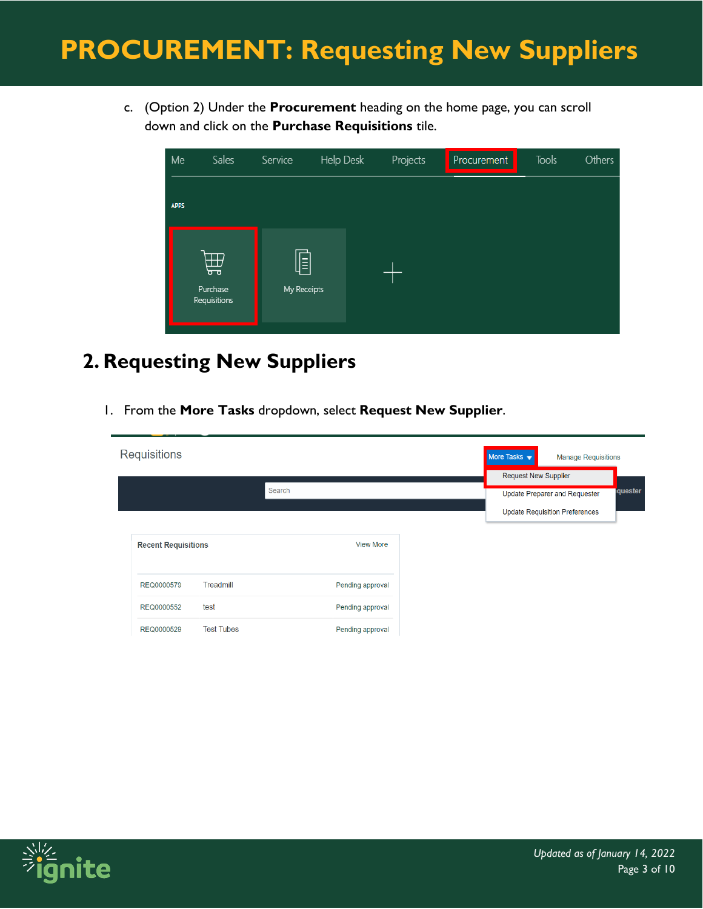c. (Option 2) Under the **Procurement** heading on the home page, you can scroll down and click on the **Purchase Requisitions** tile.

## 2. Requesting New Suppliers

1. From the **More Tasks** dropdown, select **Request New Supplier**.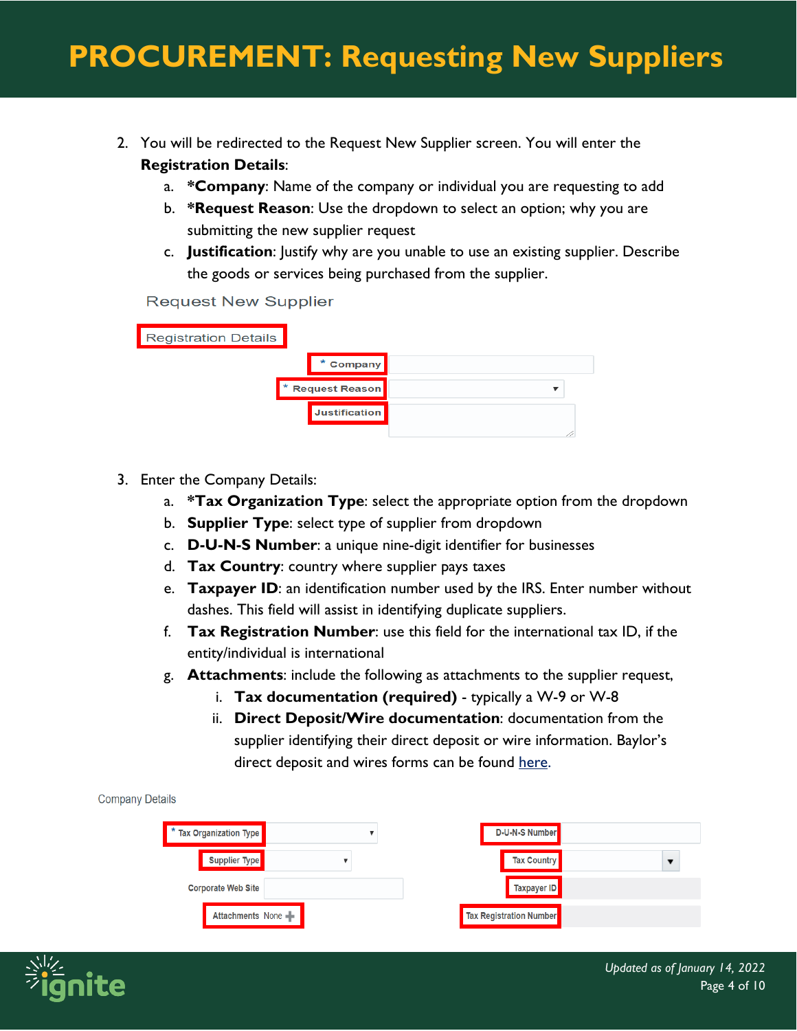# PROCUREMENT: Requesting New Suppliers

2. You will be redirected to the Request New Supplier screen. You will enter the **Registration Details**:
    a. ***Company**: Name of the company or individual you are requesting to add
    b. ***Request Reason**: Use the dropdown to select an option; why you are submitting the new supplier request
    c. **Justification**: Justify why are you unable to use an existing supplier. Describe the goods or services being purchased from the supplier.

Request New Supplier

Registration Details

* Company

* Request Reason

Justification

3. Enter the Company Details:
    a. ***Tax Organization Type**: select the appropriate option from the dropdown
    b. **Supplier Type**: select type of supplier from dropdown
    c. **D-U-N-S Number**: a unique nine-digit identifier for businesses
    d. **Tax Country**: country where supplier pays taxes
    e. **Taxpayer ID**: an identification number used by the IRS. Enter number without dashes. This field will assist in identifying duplicate suppliers.
    f. **Tax Registration Number**: use this field for the international tax ID, if the entity/individual is international
    g. **Attachments**: include the following as attachments to the supplier request,
        i. **Tax documentation (required)** - typically a W-9 or W-8
        ii. **Direct Deposit/Wire documentation**: documentation from the supplier identifying their direct deposit or wire information. Baylor's direct deposit and wires forms can be found here.

Company Details

* Tax Organization Type

Supplier Type

Corporate Web Site

Attachments None

D-U-N-S Number

Tax Country

Taxpayer ID

Tax Registration Number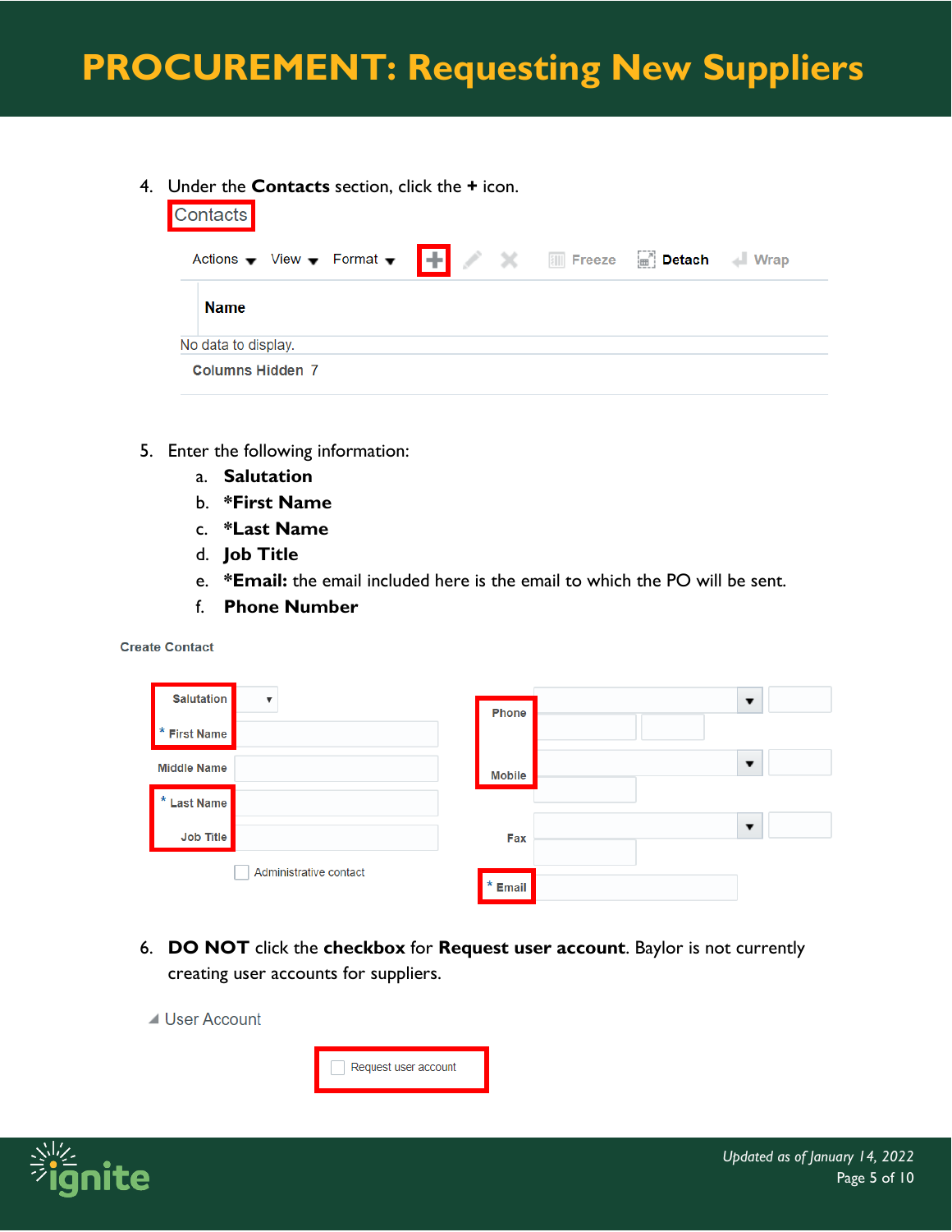4. Under the **Contacts** section, click the **+** icon.

Contacts

Actions View Format Freeze Detach Wrap

Name

No data to display.

Columns Hidden 7

5. Enter the following information:
   a. **Salutation**
   b. ***First Name**
   c. ***Last Name**
   d. **Job Title**
   e. ***Email:** the email included here is the email to which the PO will be sent.
   f. **Phone Number**

Create Contact

Salutation

* First Name

Middle Name

* Last Name

Job Title

Administrative contact

Phone

Mobile

Fax

* Email

6. **DO NOT** click the **checkbox** for **Request user account**. Baylor is not currently creating user accounts for suppliers.

User Account

Request user account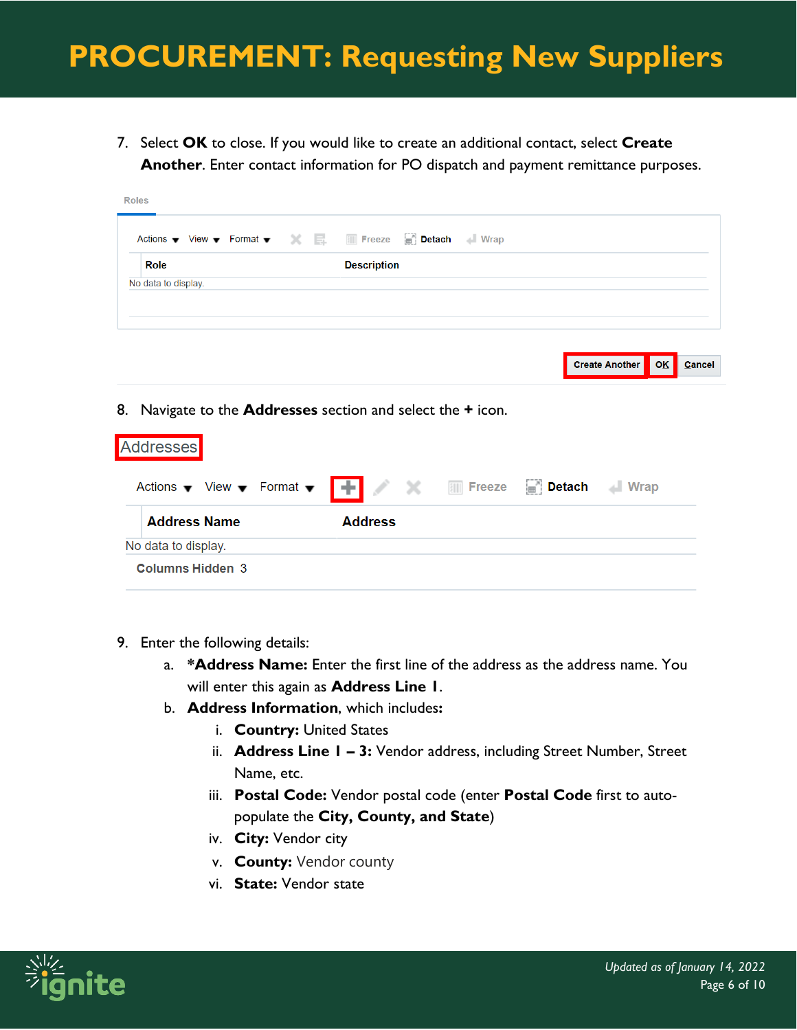7. Select **OK** to close. If you would like to create an additional contact, select **Create Another**. Enter contact information for PO dispatch and payment remittance purposes.

8. Navigate to the **Addresses** section and select the **+** icon.

9. Enter the following details:
    a. ***Address Name:** Enter the first line of the address as the address name. You will enter this again as **Address Line 1**.
    b. **Address Information**, which includes**:**
        i. **Country:** United States
        ii. **Address Line 1 – 3:** Vendor address, including Street Number, Street Name, etc.
        iii. **Postal Code:** Vendor postal code (enter **Postal Code** first to auto-populate the **City, County, and State**)
        iv. **City:** Vendor city
        v. **County:** Vendor county
        vi. **State:** Vendor state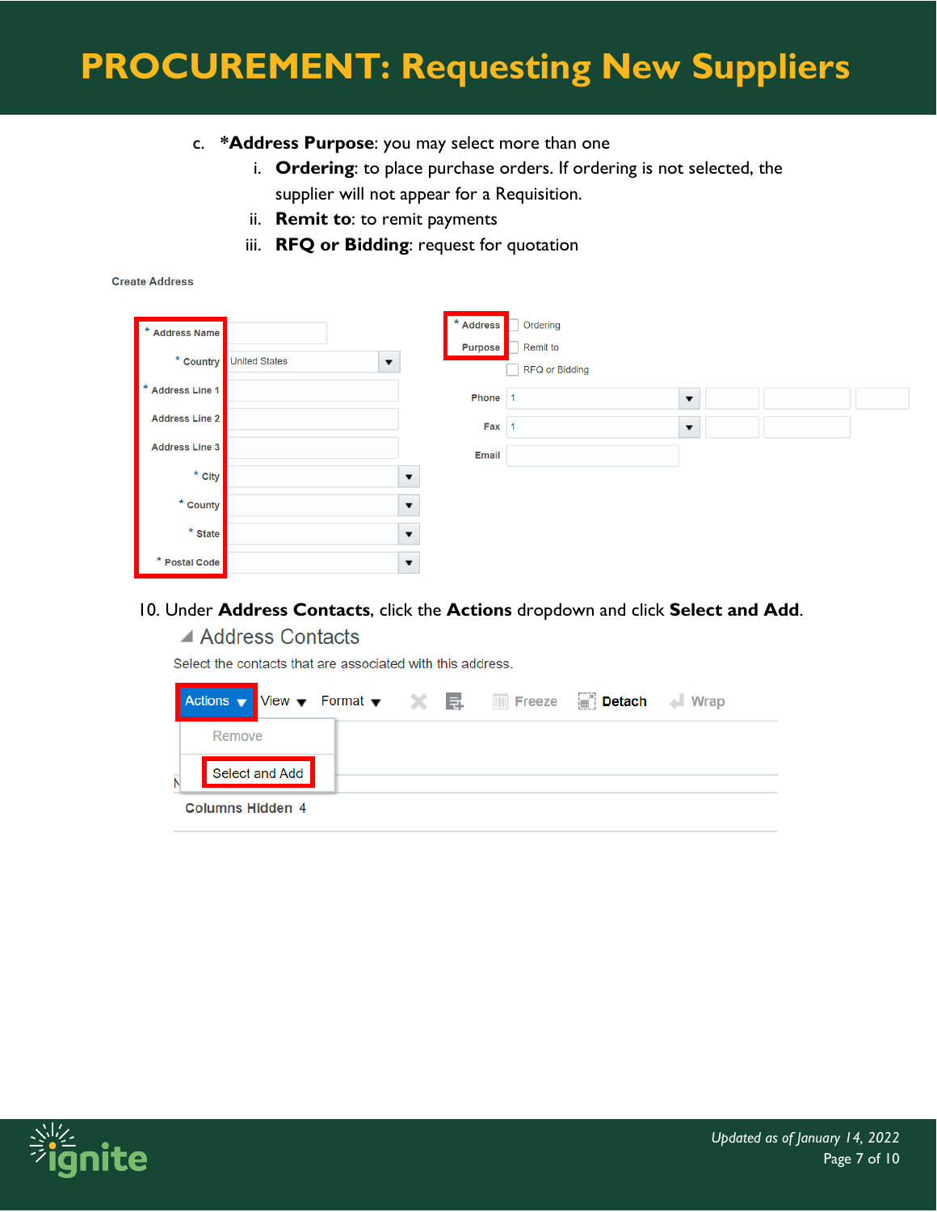# PROCUREMENT: Requesting New Suppliers

c. ***Address Purpose**: you may select more than one
   i. **Ordering**: to place purchase orders. If ordering is not selected, the supplier will not appear for a Requisition.
   ii. **Remit to**: to remit payments
   iii. **RFQ or Bidding**: request for quotation

Create Address

\* Address Name
\* Country United States
\* Address Line 1
Address Line 2
Address Line 3
\* City
\* County
\* State
\* Postal Code

\* Address Purpose
Ordering
Remit to
RFQ or Bidding
Phone 1
Fax 1
Email

10. Under **Address Contacts**, click the **Actions** dropdown and click **Select and Add**.

Address Contacts

Select the contacts that are associated with this address.

Actions View Format Freeze Detach Wrap

Remove

Select and Add

Columns Hidden 4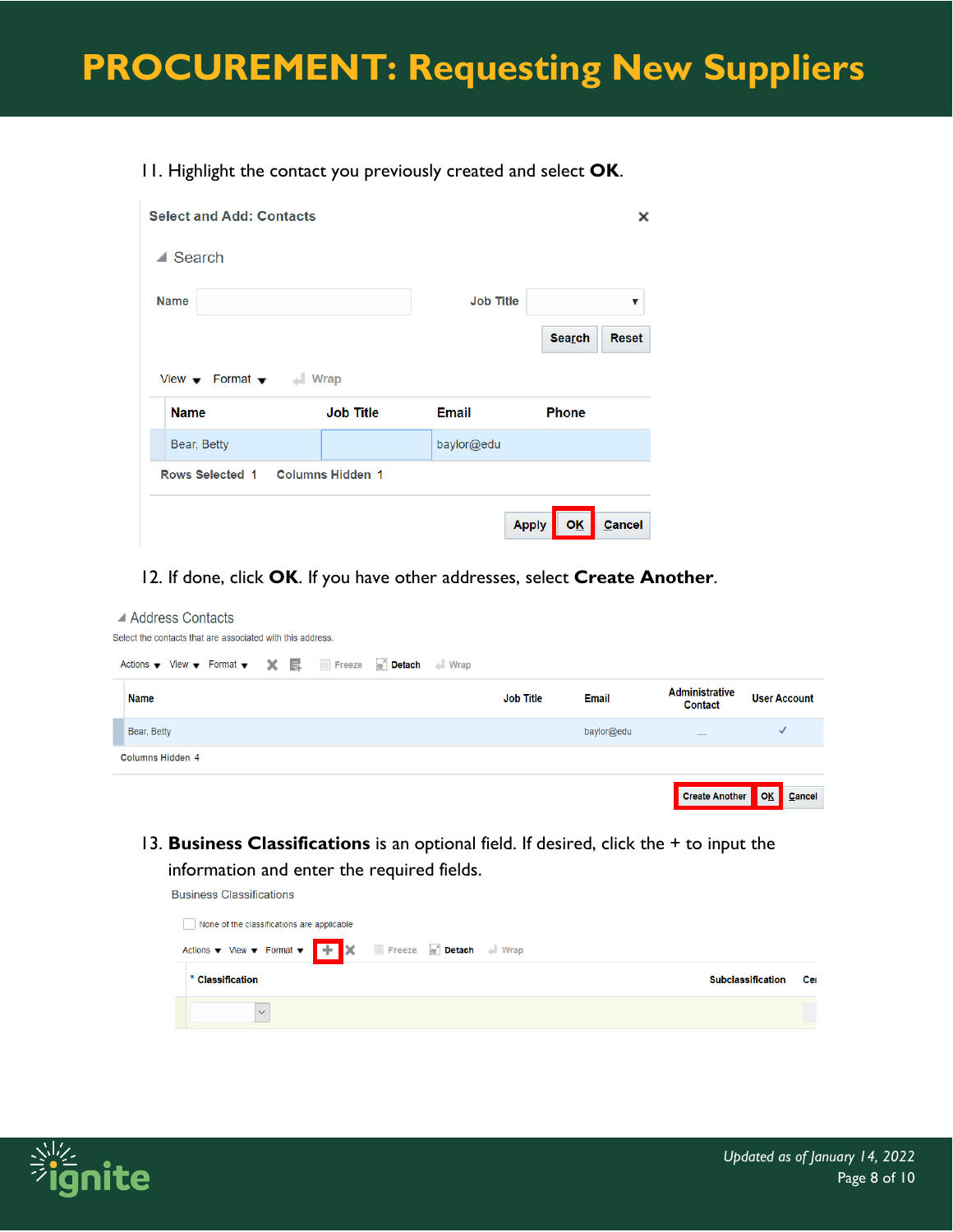# PROCUREMENT: Requesting New Suppliers

11. Highlight the contact you previously created and select **OK**.

Select and Add: Contacts

Search

Name | Job Title

Search | Reset

View | Format | Wrap

| Name | Job Title | Email | Phone |
|---|---|---|---|
| Bear, Betty | | baylor@edu | |

Rows Selected 1 | Columns Hidden 1

Apply | OK | Cancel

12. If done, click **OK**. If you have other addresses, select **Create Another**.

Address Contacts

Select the contacts that are associated with this address.

Actions | View | Format | Freeze | Detach | Wrap

| Name | Job Title | Email | Administrative Contact | User Account |
|---|---|---|---|---|
| Bear, Betty | | baylor@edu | — | ✓ |

Columns Hidden 4

Create Another | OK | Cancel

13. **Business Classifications** is an optional field. If desired, click the + to input the information and enter the required fields.

Business Classifications

None of the classifications are applicable

Actions | View | Format | + | Freeze | Detach | Wrap

| * Classification | Subclassification | Ce |
|---|---|---|
| | | |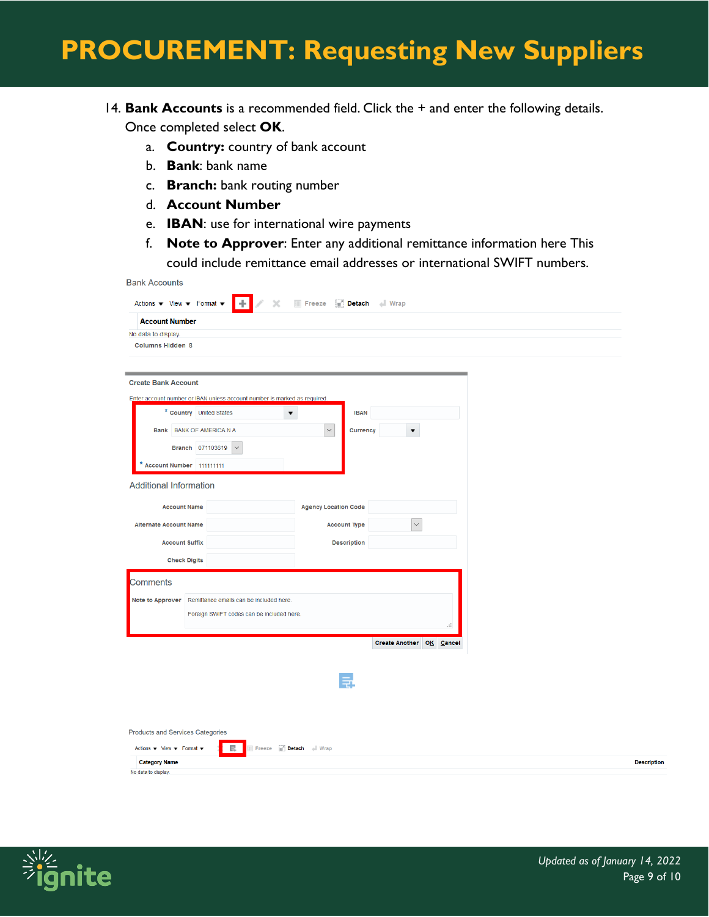# PROCUREMENT: Requesting New Suppliers

14. **Bank Accounts** is a recommended field. Click the + and enter the following details. Once completed select **OK**.
    a. **Country:** country of bank account
    b. **Bank**: bank name
    c. **Branch:** bank routing number
    d. **Account Number**
    e. **IBAN**: use for international wire payments
    f. **Note to Approver**: Enter any additional remittance information here This could include remittance email addresses or international SWIFT numbers.

Bank Accounts

Actions ▾ View ▾ Format ▾ + Freeze Detach Wrap

Account Number

No data to display.

Columns Hidden 8

Create Bank Account

Enter account number or IBAN unless account number is marked as required.

| | | | |
|---|---|---|---|
| * Country | United States | IBAN | |
| Bank | BANK OF AMERICA N A | Currency | |
| Branch | 071103619 | | |
| * Account Number | 111111111 | | |

Additional Information

| | | | |
|---|---|---|---|
| Account Name | | Agency Location Code | |
| Alternate Account Name | | Account Type | |
| Account Suffix | | Description | |
| Check Digits | | | |

Comments

Note to Approver: Remittance emails can be included here. Foreign SWIFT codes can be included here.

Create Another | OK | Cancel

Products and Services Categories

Actions ▾ View ▾ Format ▾ Freeze Detach Wrap

| Category Name | Description |
|---|---|
| No data to display. | |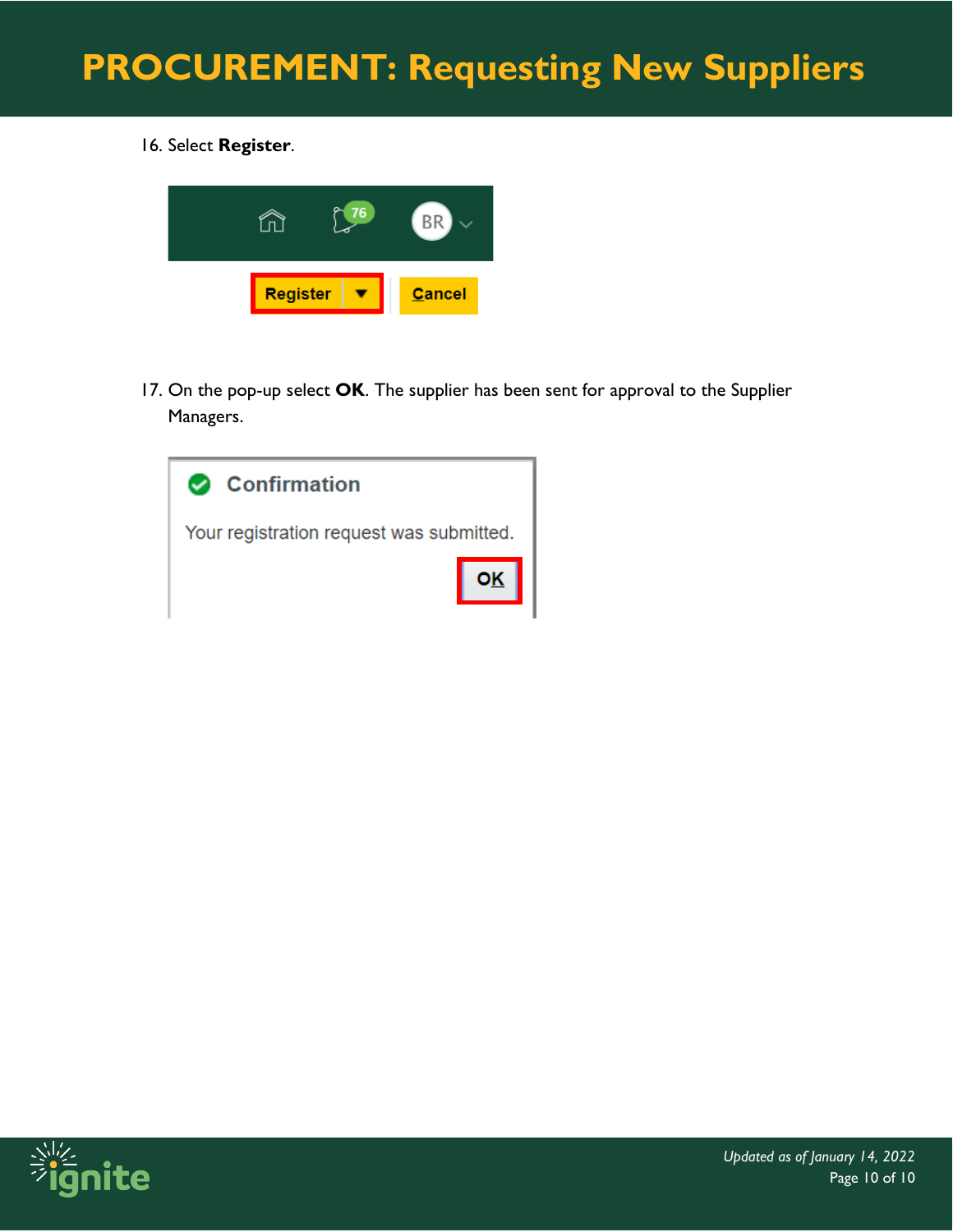16. Select **Register**.

17. On the pop-up select **OK**. The supplier has been sent for approval to the Supplier Managers.